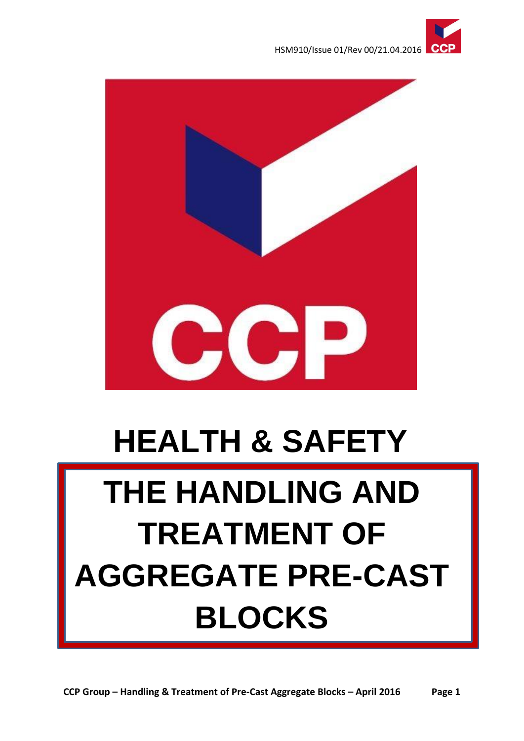# HEALTH & SAFETY

# THE HANDLING AND TREATMENT OF AGGREGATE PRE-CAST BLOCKS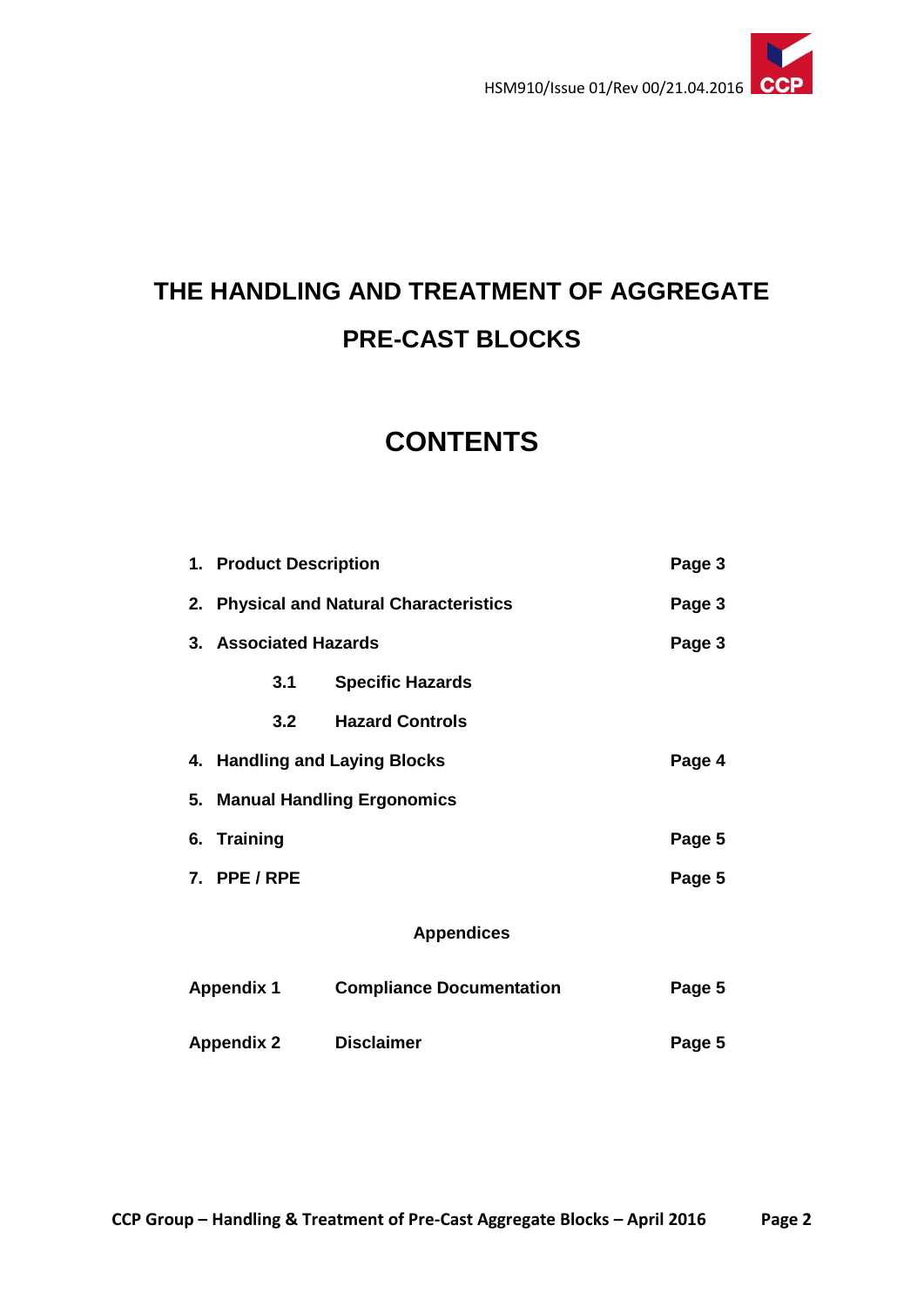# THE HANDLING AND TREATMENT OF AGGREGATE PRE-CAST BLOCKS

## CONTENTS

| | | |
|---|---|---|
| **1. Product Description** | | **Page 3** |
| **2. Physical and Natural Characteristics** | | **Page 3** |
| **3. Associated Hazards** | | **Page 3** |
| **3.1** | **Specific Hazards** | |
| **3.2** | **Hazard Controls** | |
| **4. Handling and Laying Blocks** | | **Page 4** |
| **5. Manual Handling Ergonomics** | | |
| **6. Training** | | **Page 5** |
| **7. PPE / RPE** | | **Page 5** |

**Appendices**

| | | |
|---|---|---|
| **Appendix 1** | **Compliance Documentation** | **Page 5** |
| **Appendix 2** | **Disclaimer** | **Page 5** |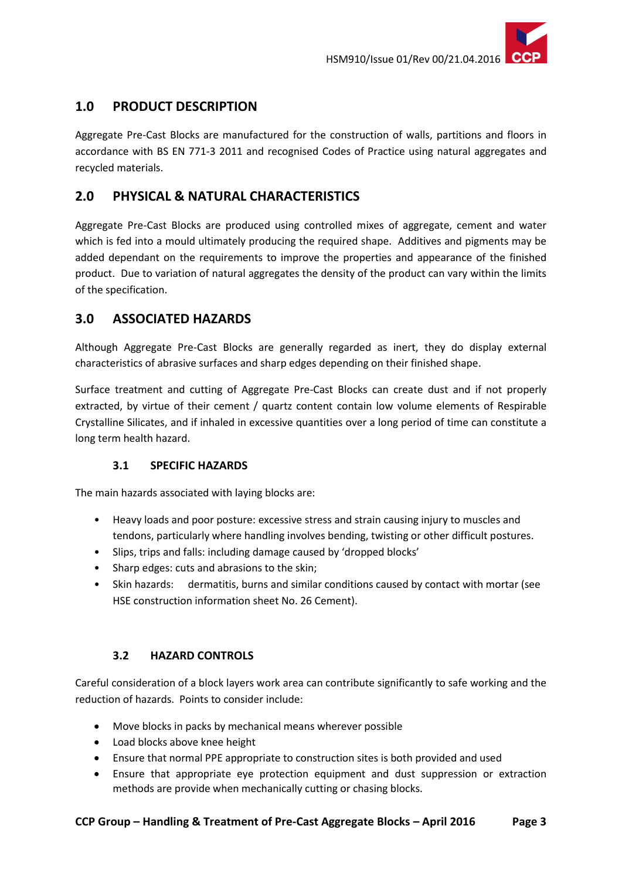## 1.0 PRODUCT DESCRIPTION

Aggregate Pre-Cast Blocks are manufactured for the construction of walls, partitions and floors in accordance with BS EN 771-3 2011 and recognised Codes of Practice using natural aggregates and recycled materials.

## 2.0 PHYSICAL & NATURAL CHARACTERISTICS

Aggregate Pre-Cast Blocks are produced using controlled mixes of aggregate, cement and water which is fed into a mould ultimately producing the required shape. Additives and pigments may be added dependant on the requirements to improve the properties and appearance of the finished product. Due to variation of natural aggregates the density of the product can vary within the limits of the specification.

## 3.0 ASSOCIATED HAZARDS

Although Aggregate Pre-Cast Blocks are generally regarded as inert, they do display external characteristics of abrasive surfaces and sharp edges depending on their finished shape.

Surface treatment and cutting of Aggregate Pre-Cast Blocks can create dust and if not properly extracted, by virtue of their cement / quartz content contain low volume elements of Respirable Crystalline Silicates, and if inhaled in excessive quantities over a long period of time can constitute a long term health hazard.

### 3.1 SPECIFIC HAZARDS

The main hazards associated with laying blocks are:

- Heavy loads and poor posture: excessive stress and strain causing injury to muscles and tendons, particularly where handling involves bending, twisting or other difficult postures.
- Slips, trips and falls: including damage caused by 'dropped blocks'
- Sharp edges: cuts and abrasions to the skin;
- Skin hazards: dermatitis, burns and similar conditions caused by contact with mortar (see HSE construction information sheet No. 26 Cement).

### 3.2 HAZARD CONTROLS

Careful consideration of a block layers work area can contribute significantly to safe working and the reduction of hazards. Points to consider include:

- Move blocks in packs by mechanical means wherever possible
- Load blocks above knee height
- Ensure that normal PPE appropriate to construction sites is both provided and used
- Ensure that appropriate eye protection equipment and dust suppression or extraction methods are provide when mechanically cutting or chasing blocks.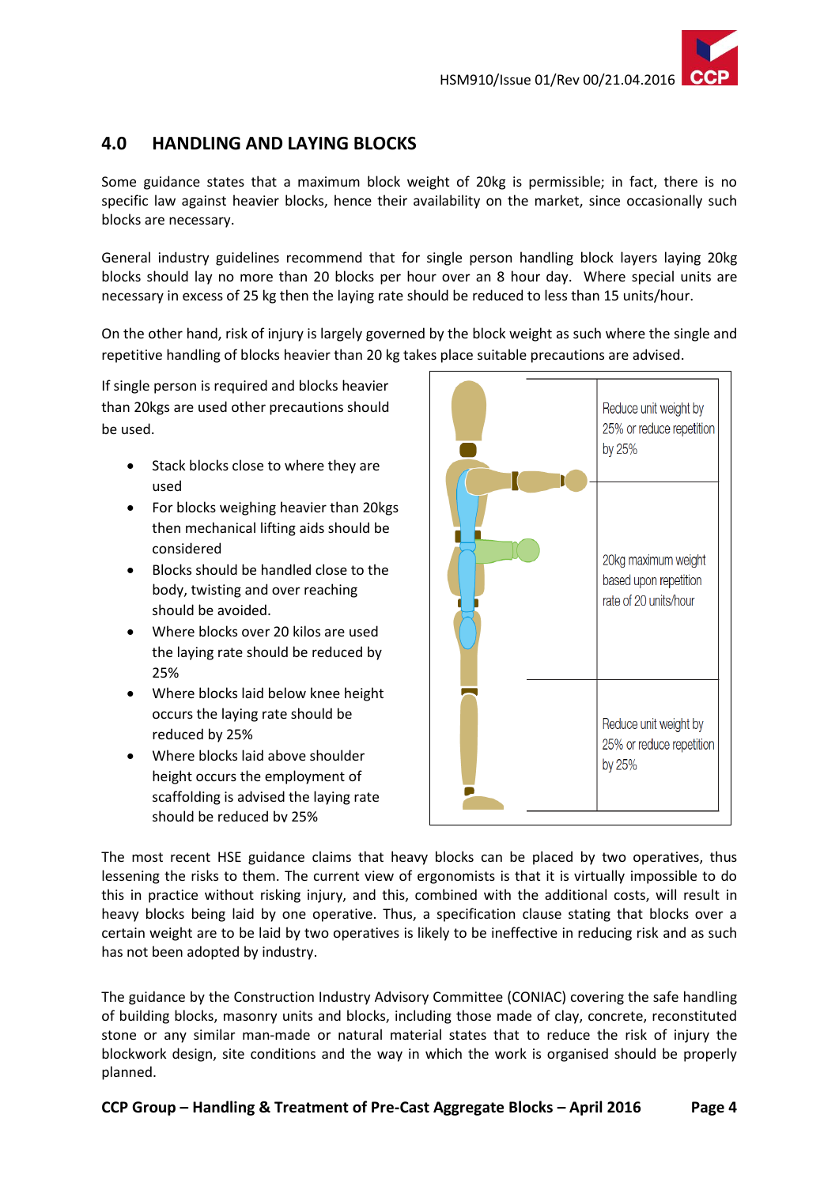## 4.0 HANDLING AND LAYING BLOCKS

Some guidance states that a maximum block weight of 20kg is permissible; in fact, there is no specific law against heavier blocks, hence their availability on the market, since occasionally such blocks are necessary.

General industry guidelines recommend that for single person handling block layers laying 20kg blocks should lay no more than 20 blocks per hour over an 8 hour day. Where special units are necessary in excess of 25 kg then the laying rate should be reduced to less than 15 units/hour.

On the other hand, risk of injury is largely governed by the block weight as such where the single and repetitive handling of blocks heavier than 20 kg takes place suitable precautions are advised.

If single person is required and blocks heavier than 20kgs are used other precautions should be used.

- Stack blocks close to where they are used
- For blocks weighing heavier than 20kgs then mechanical lifting aids should be considered
- Blocks should be handled close to the body, twisting and over reaching should be avoided.
- Where blocks over 20 kilos are used the laying rate should be reduced by 25%
- Where blocks laid below knee height occurs the laying rate should be reduced by 25%
- Where blocks laid above shoulder height occurs the employment of scaffolding is advised the laying rate should be reduced by 25%

Reduce unit weight by 25% or reduce repetition by 25%

20kg maximum weight based upon repetition rate of 20 units/hour

Reduce unit weight by 25% or reduce repetition by 25%

The most recent HSE guidance claims that heavy blocks can be placed by two operatives, thus lessening the risks to them. The current view of ergonomists is that it is virtually impossible to do this in practice without risking injury, and this, combined with the additional costs, will result in heavy blocks being laid by one operative. Thus, a specification clause stating that blocks over a certain weight are to be laid by two operatives is likely to be ineffective in reducing risk and as such has not been adopted by industry.

The guidance by the Construction Industry Advisory Committee (CONIAC) covering the safe handling of building blocks, masonry units and blocks, including those made of clay, concrete, reconstituted stone or any similar man-made or natural material states that to reduce the risk of injury the blockwork design, site conditions and the way in which the work is organised should be properly planned.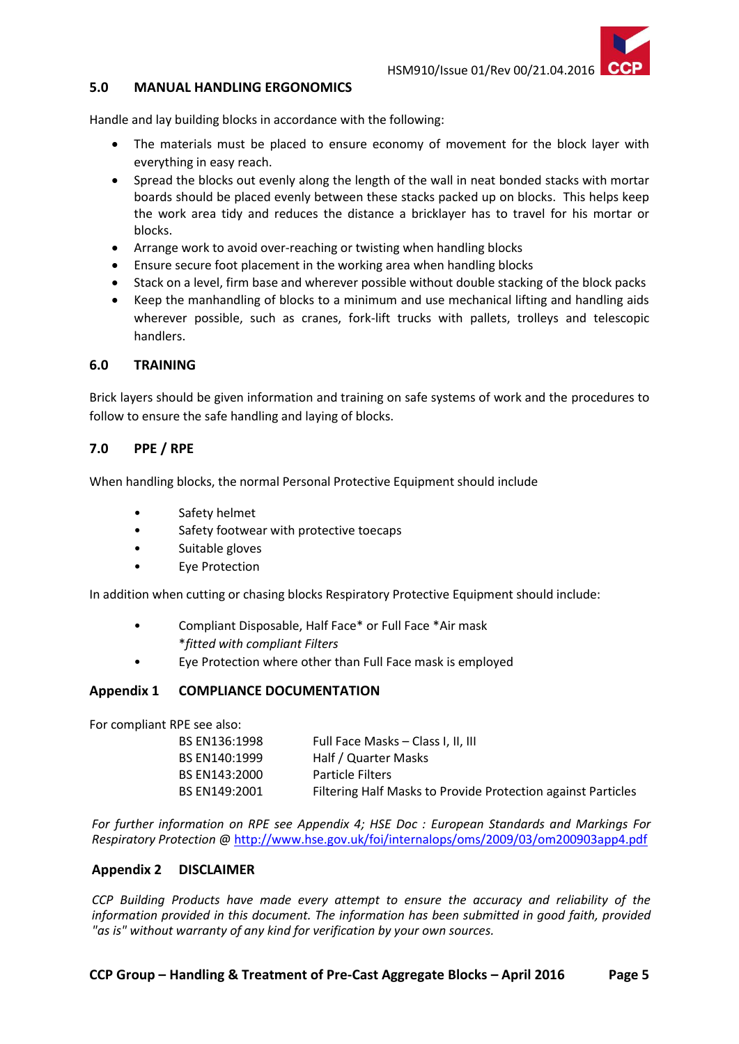## 5.0 MANUAL HANDLING ERGONOMICS

Handle and lay building blocks in accordance with the following:

- The materials must be placed to ensure economy of movement for the block layer with everything in easy reach.
- Spread the blocks out evenly along the length of the wall in neat bonded stacks with mortar boards should be placed evenly between these stacks packed up on blocks. This helps keep the work area tidy and reduces the distance a bricklayer has to travel for his mortar or blocks.
- Arrange work to avoid over-reaching or twisting when handling blocks
- Ensure secure foot placement in the working area when handling blocks
- Stack on a level, firm base and wherever possible without double stacking of the block packs
- Keep the manhandling of blocks to a minimum and use mechanical lifting and handling aids wherever possible, such as cranes, fork-lift trucks with pallets, trolleys and telescopic handlers.

## 6.0 TRAINING

Brick layers should be given information and training on safe systems of work and the procedures to follow to ensure the safe handling and laying of blocks.

## 7.0 PPE / RPE

When handling blocks, the normal Personal Protective Equipment should include

- Safety helmet
- Safety footwear with protective toecaps
- Suitable gloves
- Eye Protection

In addition when cutting or chasing blocks Respiratory Protective Equipment should include:

- Compliant Disposable, Half Face* or Full Face *Air mask
  *\*fitted with compliant Filters*
- Eye Protection where other than Full Face mask is employed

## Appendix 1 COMPLIANCE DOCUMENTATION

For compliant RPE see also:

| | |
|---|---|
| BS EN136:1998 | Full Face Masks – Class I, II, III |
| BS EN140:1999 | Half / Quarter Masks |
| BS EN143:2000 | Particle Filters |
| BS EN149:2001 | Filtering Half Masks to Provide Protection against Particles |

*For further information on RPE see Appendix 4; HSE Doc : European Standards and Markings For Respiratory Protection @* http://www.hse.gov.uk/foi/internalops/oms/2009/03/om200903app4.pdf

## Appendix 2 DISCLAIMER

*CCP Building Products have made every attempt to ensure the accuracy and reliability of the information provided in this document. The information has been submitted in good faith, provided "as is" without warranty of any kind for verification by your own sources.*